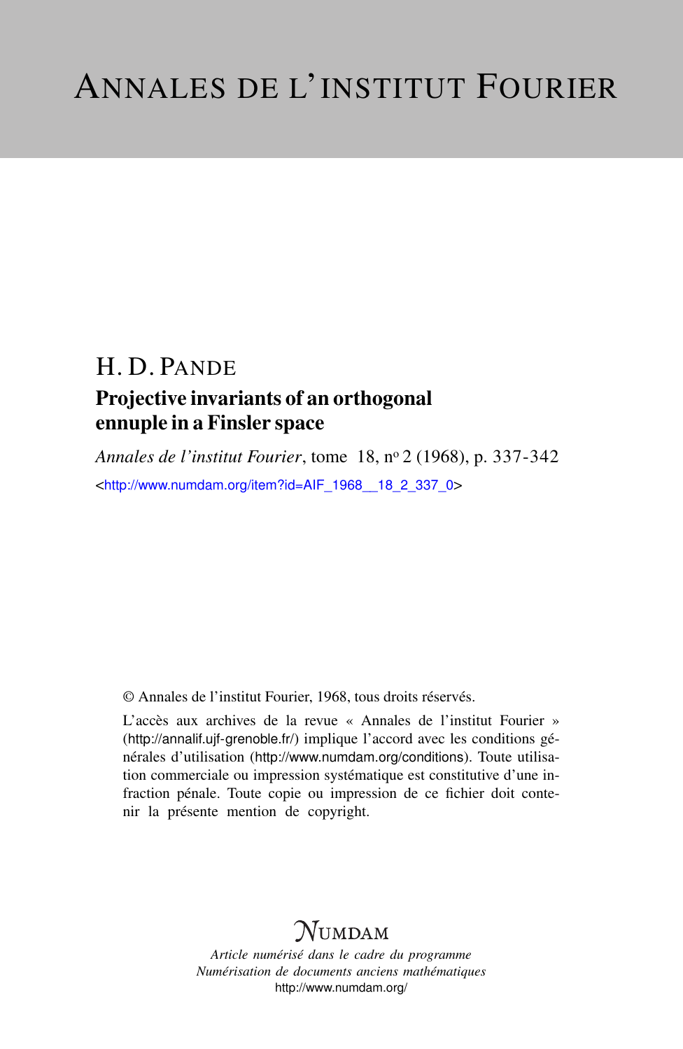# ANNALES DE L'INSTITUT FOURIER

H. D. PANDE

## Projective invariants of an orthogonal ennuple in a Finsler space

*Annales de l'institut Fourier*, tome 18, nº 2 (1968), p. 337-342

<http://www.numdam.org/item?id=AIF_1968__18_2_337_0>

© Annales de l'institut Fourier, 1968, tous droits réservés.

L'accès aux archives de la revue « Annales de l'institut Fourier » (http://annalif.ujf-grenoble.fr/) implique l'accord avec les conditions générales d'utilisation (http://www.numdam.org/conditions). Toute utilisation commerciale ou impression systématique est constitutive d'une infraction pénale. Toute copie ou impression de ce fichier doit contenir la présente mention de copyright.

NUMDAM

*Article numérisé dans le cadre du programme*
*Numérisation de documents anciens mathématiques*
http://www.numdam.org/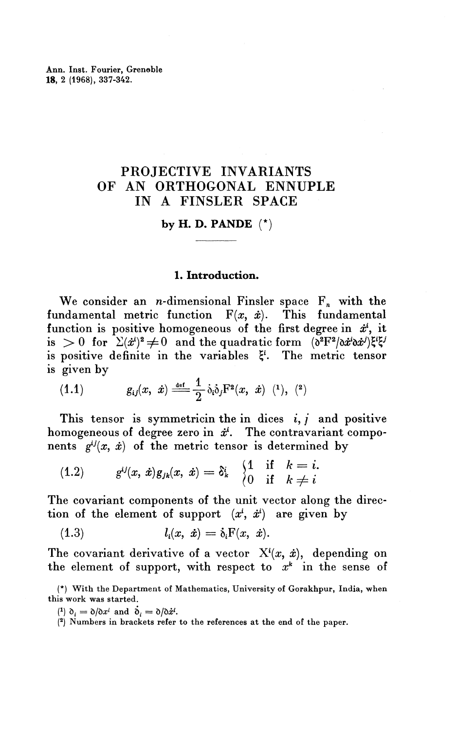# PROJECTIVE INVARIANTS OF AN ORTHOGONAL ENNUPLE IN A FINSLER SPACE

**by H. D. PANDE (\*)**

## 1. Introduction.

We consider an $n$-dimensional Finsler space $F_n$ with the fundamental metric function $F(x, \dot{x})$. This fundamental function is positive homogeneous of the first degree in $\dot{x}^i$, it is $> 0$ for $\Sigma(\dot{x}^i)^2 \neq 0$ and the quadratic form $(\partial^2 F^2/\partial\dot{x}^i\partial\dot{x}^j)\xi^i\xi^j$ is positive definite in the variables $\xi^i$. The metric tensor is given by

$$g_{ij}(x, \dot{x}) \stackrel{\text{def}}{=} \frac{1}{2}\dot{\partial}_i\dot{\partial}_j F^2(x, \dot{x}) \quad (1.1)$$

[1], [2]

This tensor is symmetricin the in dices $i, j$ and positive homogeneous of degree zero in $\dot{x}^i$. The contravariant components $g^{ij}(x, \dot{x})$ of the metric tensor is determined by

$$g^{ij}(x, \dot{x})g_{jk}(x, \dot{x}) = \delta^i_k \begin{cases} 1 & \text{if} \quad k = i. \\ 0 & \text{if} \quad k \neq i \end{cases} \quad (1.2)$$

The covariant components of the unit vector along the direction of the element of support $(x^i, \dot{x}^i)$ are given by

$$l_i(x, \dot{x}) = \dot{\partial}_i F(x, \dot{x}). \quad (1.3)$$

The covariant derivative of a vector $X^i(x, \dot{x})$, depending on the element of support, with respect to $x^k$ in the sense of

(\*) With the Department of Mathematics, University of Gorakhpur, India, when this work was started.

[1] $\partial_i = \partial/\partial x^i$ and $\dot{\partial}_i = \partial/\partial\dot{x}^i$.

[2] Numbers in brackets refer to the references at the end of the paper.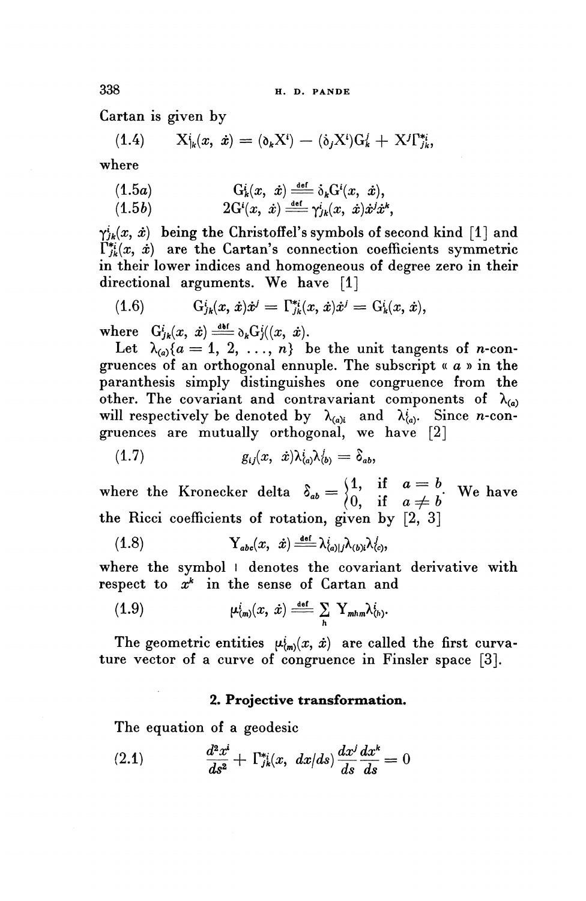Cartan is given by

$$X^i_{|k}(x, \dot{x}) = (\partial_k X^i) - (\dot{\partial}_j X^i) G^j_k + X^j \Gamma^{*i}_{jk}, \tag{1.4}$$

where

$$G^i_k(x, \dot{x}) \overset{\text{def}}{=} \dot{\partial}_k G^i(x, \dot{x}), \tag{1.5a}$$

$$2G^i(x, \dot{x}) \overset{\text{def}}{=} \gamma^i_{jk}(x, \dot{x}) \dot{x}^j \dot{x}^k, \tag{1.5b}$$

$\gamma^i_{jk}(x, \dot{x})$ being the Christoffel's symbols of second kind [1] and $\Gamma^{*i}_{jk}(x, \dot{x})$ are the Cartan's connection coefficients symmetric in their lower indices and homogeneous of degree zero in their directional arguments. We have [1]

$$G^i_{jk}(x, \dot{x}) \dot{x}^j = \Gamma^{*i}_{jk}(x, \dot{x}) \dot{x}^j = G^i_k(x, \dot{x}), \tag{1.6}$$

where $G^i_{jk}(x, \dot{x}) \overset{\text{def}}{=} \dot{\partial}_k G^i_j((x, \dot{x})$.

Let $\lambda_{(a)}\{a = 1, 2, \ldots, n\}$ be the unit tangents of $n$-congruences of an orthogonal ennuple. The subscript « $a$ » in the paranthesis simply distinguishes one congruence from the other. The covariant and contravariant components of $\lambda_{(a)}$ will respectively be denoted by $\lambda_{(a)i}$ and $\lambda^i_{(a)}$. Since $n$-congruences are mutually orthogonal, we have [2]

$$g_{ij}(x, \dot{x}) \lambda^i_{(a)} \lambda^j_{(b)} = \delta_{ab}, \tag{1.7}$$

where the Kronecker delta $\delta_{ab} = \begin{cases} 1, & \text{if } a = b \\ 0, & \text{if } a \neq b \end{cases}$. We have the Ricci coefficients of rotation, given by [2, 3]

$$Y_{abc}(x, \dot{x}) \overset{\text{def}}{=} \lambda^i_{(a)|j} \lambda_{(b)i} \lambda^j_{(c)}, \tag{1.8}$$

where the symbol $|$ denotes the covariant derivative with respect to $x^k$ in the sense of Cartan and

$$\mu^i_{(m)}(x, \dot{x}) \overset{\text{def}}{=} \sum_h Y_{mhm} \lambda^i_{(h)}. \tag{1.9}$$

The geometric entities $\mu^i_{(m)}(x, \dot{x})$ are called the first curvature vector of a curve of congruence in Finsler space [3].

## 2. Projective transformation.

The equation of a geodesic

$$\frac{d^2 x^i}{ds^2} + \Gamma^{*i}_{jk}(x, dx/ds) \frac{dx^j}{ds} \frac{dx^k}{ds} = 0 \tag{2.1}$$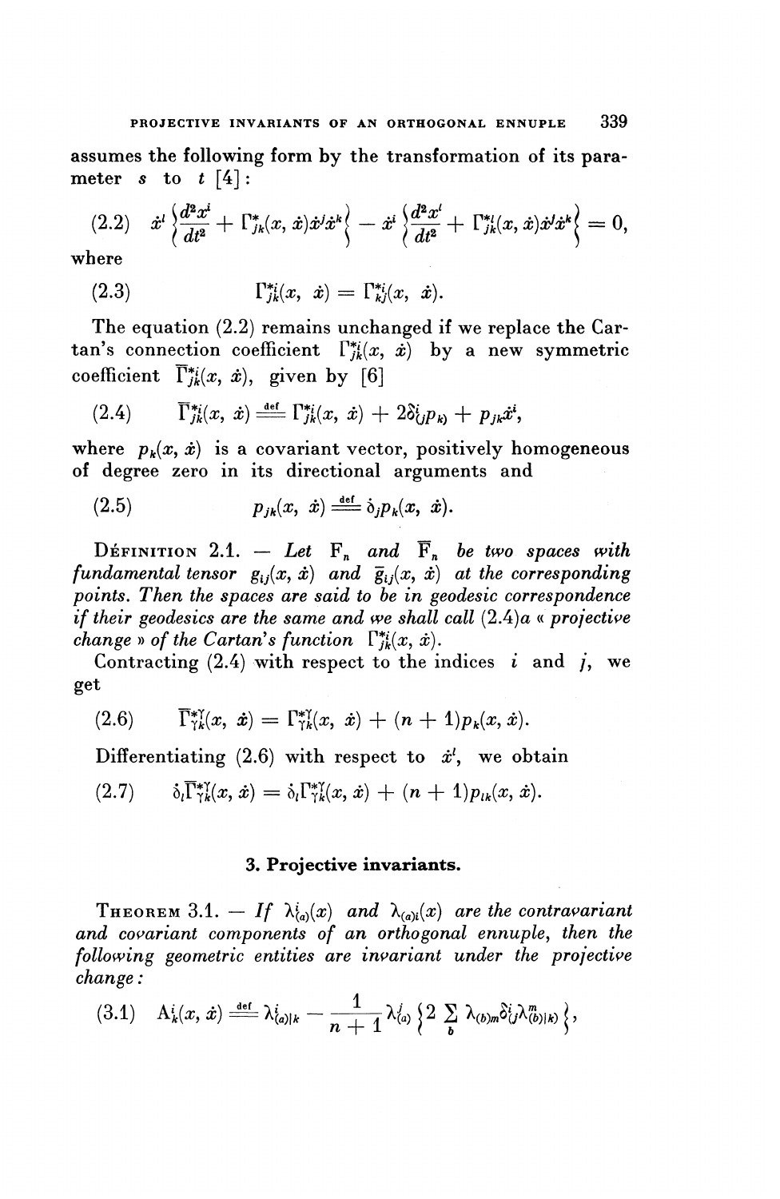assumes the following form by the transformation of its parameter $s$ to $t$ [4]:

$$\dot{x}^l \left\{ \frac{d^2 x^i}{dt^2} + \Gamma^*_{jk}(x, \dot{x}) \dot{x}^j \dot{x}^k \right\} - \dot{x}^i \left\{ \frac{d^2 x^l}{dt^2} + \Gamma^{*l}_{jk}(x, \dot{x}) \dot{x}^j \dot{x}^k \right\} = 0, \tag{2.2}$$

where

$$\Gamma^{*i}_{jk}(x, \dot{x}) = \Gamma^{*i}_{kj}(x, \dot{x}). \tag{2.3}$$

The equation (2.2) remains unchanged if we replace the Cartan's connection coefficient $\Gamma^{*i}_{jk}(x, \dot{x})$ by a new symmetric coefficient $\overline{\Gamma}^{*i}_{jk}(x, \dot{x})$, given by [6]

$$\overline{\Gamma}^{*i}_{jk}(x, \dot{x}) \stackrel{\text{def}}{=} \Gamma^{*i}_{jk}(x, \dot{x}) + 2\delta^i_{(j} p_{k)} + p_{jk} \dot{x}^i, \tag{2.4}$$

where $p_k(x, \dot{x})$ is a covariant vector, positively homogeneous of degree zero in its directional arguments and

$$p_{jk}(x, \dot{x}) \stackrel{\text{def}}{=} \dot{\partial}_j p_k(x, \dot{x}). \tag{2.5}$$

Définition 2.1. — *Let* $\mathrm{F}_n$ *and* $\overline{\mathrm{F}}_n$ *be two spaces with fundamental tensor* $g_{ij}(x, \dot{x})$ *and* $\overline{g}_{ij}(x, \dot{x})$ *at the corresponding points. Then the spaces are said to be in geodesic correspondence if their geodesics are the same and we shall call* (2.4)*a « projective change » of the Cartan's function* $\Gamma^{*i}_{jk}(x, \dot{x})$.

Contracting (2.4) with respect to the indices $i$ and $j$, we get

$$\overline{\Gamma}^{*\gamma}_{\gamma k}(x, \dot{x}) = \Gamma^{*\gamma}_{\gamma k}(x, \dot{x}) + (n + 1) p_k(x, \dot{x}). \tag{2.6}$$

Differentiating (2.6) with respect to $\dot{x}^l$, we obtain

$$\dot{\partial}_l \overline{\Gamma}^{*\gamma}_{\gamma k}(x, \dot{x}) = \dot{\partial}_l \Gamma^{*\gamma}_{\gamma k}(x, \dot{x}) + (n + 1) p_{lk}(x, \dot{x}). \tag{2.7}$$

### 3. Projective invariants.

Theorem 3.1. — *If* $\lambda^i_{(a)}(x)$ *and* $\lambda_{(a)i}(x)$ *are the contravariant and covariant components of an orthogonal ennuple, then the following geometric entities are invariant under the projective change:*

$$\mathrm{A}^i_k(x, \dot{x}) \stackrel{\text{def}}{=} \lambda^i_{(a)|k} - \frac{1}{n+1} \lambda^j_{(a)} \left\{ 2 \sum_b \lambda_{(b)m} \delta^i_{(j} \lambda^m_{(b)|k)} \right\}, \tag{3.1}$$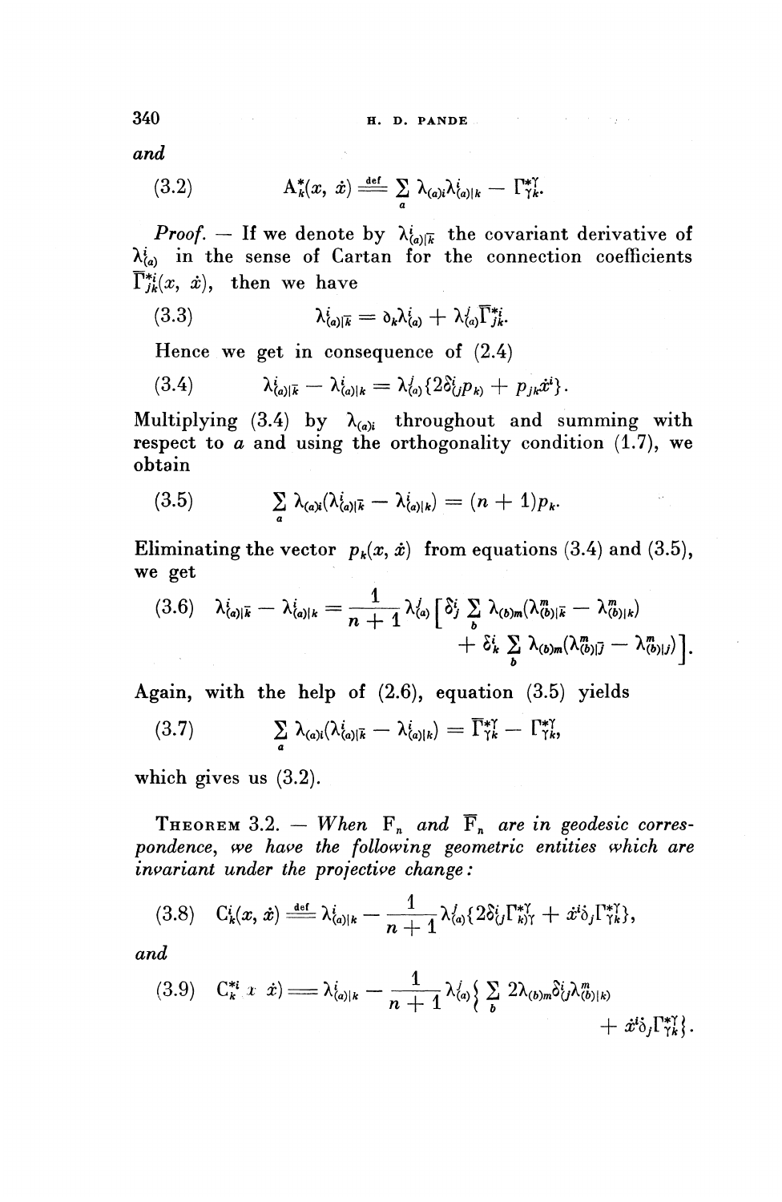*and*

$$\text{(3.2)} \qquad A^{*}_{k}(x,\ \dot{x}) \overset{\text{def}}{=} \sum_{a} \lambda_{(a)i}\lambda^{i}_{(a)|k} - \Gamma^{*\gamma}_{\gamma k}.$$

*Proof.* — If we denote by $\lambda^{i}_{(a)|\bar{k}}$ the covariant derivative of $\lambda^{i}_{(a)}$ in the sense of Cartan for the connection coefficients $\overline{\Gamma}^{*i}_{jk}(x,\ \dot{x})$, then we have

$$\text{(3.3)} \qquad \lambda^{i}_{(a)|\bar{k}} = \partial_{k}\lambda^{i}_{(a)} + \lambda^{j}_{(a)}\overline{\Gamma}^{*i}_{jk}.$$

Hence we get in consequence of (2.4)

$$\text{(3.4)} \qquad \lambda^{i}_{(a)|\bar{k}} - \lambda^{i}_{(a)|k} = \lambda^{j}_{(a)}\{2\delta^{i}_{(j}p_{k)} + p_{jk}\dot{x}^{i}\}.$$

Multiplying (3.4) by $\lambda_{(a)i}$ throughout and summing with respect to $a$ and using the orthogonality condition (1.7), we obtain

$$\text{(3.5)} \qquad \sum_{a} \lambda_{(a)i}(\lambda^{i}_{(a)|\bar{k}} - \lambda^{i}_{(a)|k}) = (n+1)p_{k}.$$

Eliminating the vector $p_{k}(x,\ \dot{x})$ from equations (3.4) and (3.5), we get

$$\text{(3.6)} \qquad \lambda^{i}_{(a)|\bar{k}} - \lambda^{i}_{(a)|k} = \frac{1}{n+1}\lambda^{j}_{(a)}\Big[\delta^{i}_{j}\sum_{b}\lambda_{(b)m}(\lambda^{m}_{(b)|\bar{k}} - \lambda^{m}_{(b)|k}) + \delta^{i}_{k}\sum_{b}\lambda_{(b)m}(\lambda^{m}_{(b)|\bar{j}} - \lambda^{m}_{(b)|j})\Big].$$

Again, with the help of (2.6), equation (3.5) yields

$$\text{(3.7)} \qquad \sum_{a} \lambda_{(a)i}(\lambda^{i}_{(a)|\bar{k}} - \lambda^{i}_{(a)|k}) = \overline{\Gamma}^{*\gamma}_{\gamma k} - \Gamma^{*\gamma}_{\gamma k},$$

which gives us (3.2).

**Theorem 3.2.** — *When* $F_{n}$ *and* $\overline{F}_{n}$ *are in geodesic correspondence, we have the following geometric entities which are invariant under the projective change:*

$$\text{(3.8)} \qquad C^{i}_{k}(x,\ \dot{x}) \overset{\text{def}}{=} \lambda^{i}_{(a)|k} - \frac{1}{n+1}\lambda^{j}_{(a)}\{2\delta^{i}_{(j}\Gamma^{*\gamma}_{k)\gamma} + \dot{x}^{i}\partial_{j}\Gamma^{*\gamma}_{\gamma k}\},$$

*and*

$$\text{(3.9)} \qquad C^{*i}_{k}(x,\ \dot{x}) = \lambda^{i}_{(a)|k} - \frac{1}{n+1}\lambda^{j}_{(a)}\Big\{\sum_{b} 2\lambda_{(b)m}\delta^{i}_{(j}\lambda^{m}_{(b)|k)} + \dot{x}^{i}\partial_{j}\Gamma^{*\gamma}_{\gamma k}\Big\}.$$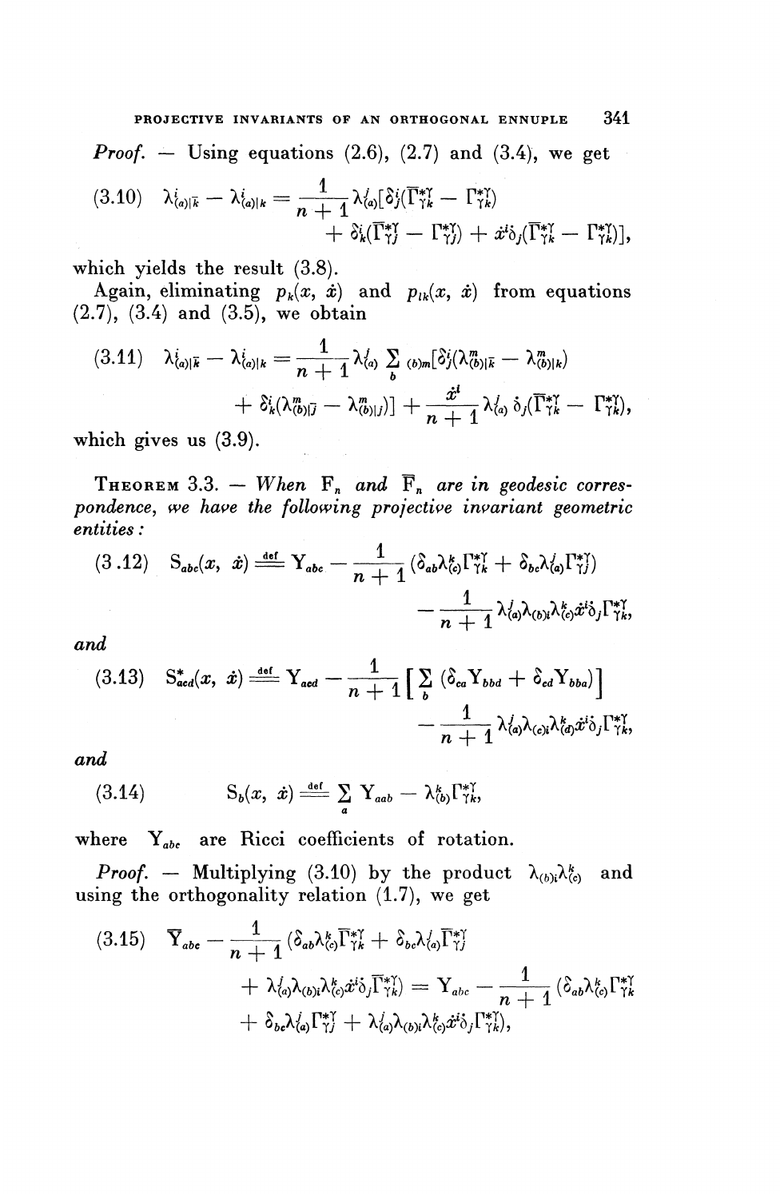*Proof.* — Using equations (2.6), (2.7) and (3.4), we get

$$(3.10)\quad \lambda^{i}_{(a)|\bar{k}} - \lambda^{i}_{(a)|k} = \frac{1}{n+1}\lambda^{j}_{(a)}[\delta^{i}_{j}(\bar{\Gamma}^{*\gamma}_{\gamma k} - \Gamma^{*\gamma}_{\gamma k}) + \delta^{i}_{k}(\bar{\Gamma}^{*\gamma}_{\gamma j} - \Gamma^{*\gamma}_{\gamma j}) + \dot{x}^{i}\dot{\partial}_{j}(\bar{\Gamma}^{*\gamma}_{\gamma k} - \Gamma^{*\gamma}_{\gamma k})],$$

which yields the result (3.8).

Again, eliminating $p_k(x, \dot{x})$ and $p_{lk}(x, \dot{x})$ from equations (2.7), (3.4) and (3.5), we obtain

$$(3.11)\quad \lambda^{i}_{(a)|\bar{k}} - \lambda^{i}_{(a)|k} = \frac{1}{n+1}\lambda^{j}_{(a)}\sum_{b}\lambda_{(b)m}[\delta^{i}_{j}(\lambda^{m}_{(b)|\bar{k}} - \lambda^{m}_{(b)|k}) + \delta^{i}_{k}(\lambda^{m}_{(b)|\bar{j}} - \lambda^{m}_{(b)|j})] + \frac{\dot{x}^{i}}{n+1}\lambda^{j}_{(a)}\dot{\partial}_{j}(\bar{\Gamma}^{*\gamma}_{\gamma k} - \Gamma^{*\gamma}_{\gamma k}),$$

which gives us (3.9).

**Theorem 3.3.** — *When $F_n$ and $\bar{F}_n$ are in geodesic correspondence, we have the following projective invariant geometric entities:*

$$(3.12)\quad S_{abc}(x, \dot{x}) \overset{\text{def}}{=} \Upsilon_{abc} - \frac{1}{n+1}(\delta_{ab}\lambda^{k}_{(c)}\Gamma^{*\gamma}_{\gamma k} + \delta_{bc}\lambda^{j}_{(a)}\Gamma^{*\gamma}_{\gamma j}) - \frac{1}{n+1}\lambda^{j}_{(a)}\lambda_{(b)i}\lambda^{k}_{(c)}\dot{x}^{i}\dot{\partial}_{j}\Gamma^{*\gamma}_{\gamma k},$$

*and*

$$(3.13)\quad S^{*}_{acd}(x, \dot{x}) \overset{\text{def}}{=} \Upsilon_{acd} - \frac{1}{n+1}\Big[\sum_{b}(\delta_{ca}\Upsilon_{bbd} + \delta_{cd}\Upsilon_{bba})\Big] - \frac{1}{n+1}\lambda^{j}_{(a)}\lambda_{(c)i}\lambda^{k}_{(d)}\dot{x}^{i}\dot{\partial}_{j}\Gamma^{*\gamma}_{\gamma k},$$

*and*

$$(3.14)\quad S_{b}(x, \dot{x}) \overset{\text{def}}{=} \sum_{a}\Upsilon_{aab} - \lambda^{k}_{(b)}\Gamma^{*\gamma}_{\gamma k},$$

*where $\Upsilon_{abc}$ are Ricci coefficients of rotation.*

*Proof.* — Multiplying (3.10) by the product $\lambda_{(b)i}\lambda^{k}_{(c)}$ and using the orthogonality relation (1.7), we get

$$(3.15)\quad \bar{\Upsilon}_{abc} - \frac{1}{n+1}(\delta_{ab}\lambda^{k}_{(c)}\bar{\Gamma}^{*\gamma}_{\gamma k} + \delta_{bc}\lambda^{j}_{(a)}\bar{\Gamma}^{*\gamma}_{\gamma j} + \lambda^{j}_{(a)}\lambda_{(b)i}\lambda^{k}_{(c)}\dot{x}^{i}\dot{\partial}_{j}\bar{\Gamma}^{*\gamma}_{\gamma k}) = \Upsilon_{abc} - \frac{1}{n+1}(\delta_{ab}\lambda^{k}_{(c)}\Gamma^{*\gamma}_{\gamma k} + \delta_{bc}\lambda^{j}_{(a)}\Gamma^{*\gamma}_{\gamma j} + \lambda^{j}_{(a)}\lambda_{(b)i}\lambda^{k}_{(c)}\dot{x}^{i}\dot{\partial}_{j}\Gamma^{*\gamma}_{\gamma k}),$$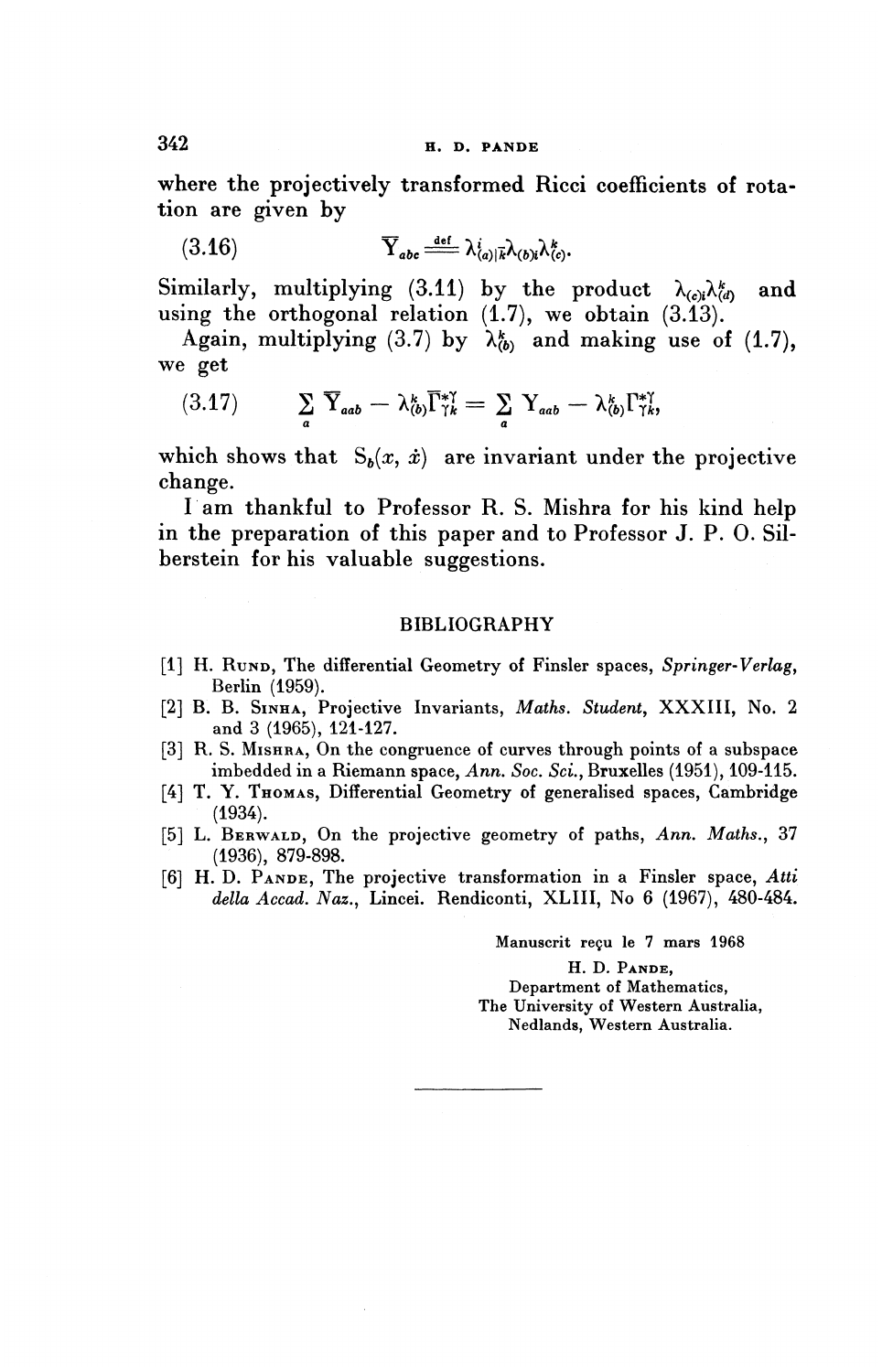where the projectively transformed Ricci coefficients of rotation are given by

$$(3.16) \qquad \overline{\Upsilon}_{abc} \overset{\text{def}}{=\!=} \lambda^{i}_{(a)|\overline{k}} \lambda_{(b)i} \lambda^{k}_{(c)}.$$

Similarly, multiplying (3.11) by the product $\lambda_{(c)i}\lambda^{k}_{(d)}$ and using the orthogonal relation (1.7), we obtain (3.13).

Again, multiplying (3.7) by $\lambda^{k}_{(b)}$ and making use of (1.7), we get

$$(3.17) \qquad \sum_{a} \overline{\Upsilon}_{aab} - \lambda^{k}_{(b)} \overline{\Gamma}^{*\gamma}_{\gamma k} = \sum_{a} \Upsilon_{aab} - \lambda^{k}_{(b)} \Gamma^{*\gamma}_{\gamma k},$$

which shows that $S_b(x, \dot{x})$ are invariant under the projective change.

I am thankful to Professor R. S. Mishra for his kind help in the preparation of this paper and to Professor J. P. O. Silberstein for his valuable suggestions.

## BIBLIOGRAPHY

[1] H. Rund, The differential Geometry of Finsler spaces, *Springer-Verlag*, Berlin (1959).

[2] B. B. Sinha, Projective Invariants, *Maths. Student*, XXXIII, No. 2 and 3 (1965), 121-127.

[3] R. S. Mishra, On the congruence of curves through points of a subspace imbedded in a Riemann space, *Ann. Soc. Sci.*, Bruxelles (1951), 109-115.

[4] T. Y. Thomas, Differential Geometry of generalised spaces, Cambridge (1934).

[5] L. Berwald, On the projective geometry of paths, *Ann. Maths.*, 37 (1936), 879-898.

[6] H. D. Pande, The projective transformation in a Finsler space, *Atti della Accad. Naz.*, Lincei. Rendiconti, XLIII, No 6 (1967), 480-484.

Manuscrit reçu le 7 mars 1968

H. D. Pande,
Department of Mathematics,
The University of Western Australia,
Nedlands, Western Australia.